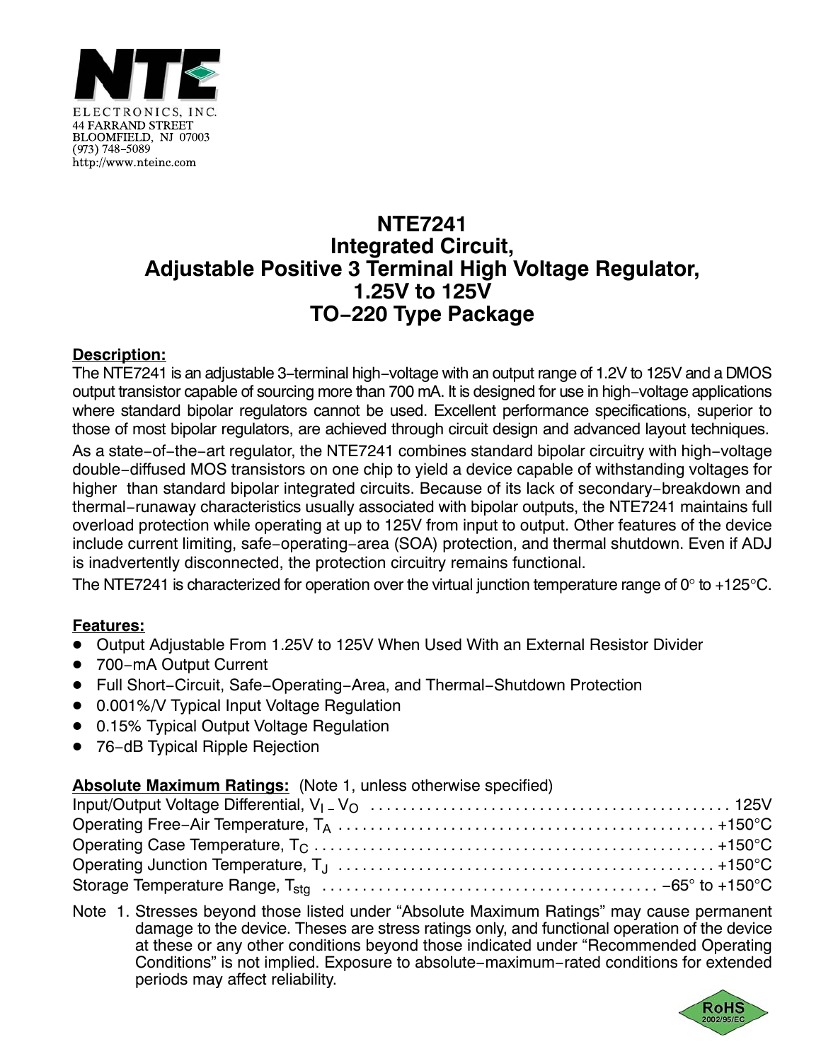NTE ELECTRONICS, INC.
44 FARRAND STREET
BLOOMFIELD, NJ 07003
(973) 748–5089
http://www.nteinc.com

# NTE7241
# Integrated Circuit, Adjustable Positive 3 Terminal High Voltage Regulator, 1.25V to 125V
# TO–220 Type Package

**Description:**

The NTE7241 is an adjustable 3–terminal high–voltage with an output range of 1.2V to 125V and a DMOS output transistor capable of sourcing more than 700 mA. It is designed for use in high–voltage applications where standard bipolar regulators cannot be used. Excellent performance specifications, superior to those of most bipolar regulators, are achieved through circuit design and advanced layout techniques.

As a state–of–the–art regulator, the NTE7241 combines standard bipolar circuitry with high–voltage double–diffused MOS transistors on one chip to yield a device capable of withstanding voltages for higher than standard bipolar integrated circuits. Because of its lack of secondary–breakdown and thermal–runaway characteristics usually associated with bipolar outputs, the NTE7241 maintains full overload protection while operating at up to 125V from input to output. Other features of the device include current limiting, safe–operating–area (SOA) protection, and thermal shutdown. Even if ADJ is inadvertently disconnected, the protection circuitry remains functional.

The NTE7241 is characterized for operation over the virtual junction temperature range of 0° to +125°C.

**Features:**

- Output Adjustable From 1.25V to 125V When Used With an External Resistor Divider
- 700–mA Output Current
- Full Short–Circuit, Safe–Operating–Area, and Thermal–Shutdown Protection
- 0.001%/V Typical Input Voltage Regulation
- 0.15% Typical Output Voltage Regulation
- 76–dB Typical Ripple Rejection

**Absolute Maximum Ratings:** (Note 1, unless otherwise specified)

Input/Output Voltage Differential, $V_I - V_O$ .......... 125V
Operating Free–Air Temperature, $T_A$ .......... +150°C
Operating Case Temperature, $T_C$ .......... +150°C
Operating Junction Temperature, $T_J$ .......... +150°C
Storage Temperature Range, $T_{stg}$ .......... –65° to +150°C

Note 1. Stresses beyond those listed under "Absolute Maximum Ratings" may cause permanent damage to the device. Theses are stress ratings only, and functional operation of the device at these or any other conditions beyond those indicated under "Recommended Operating Conditions" is not implied. Exposure to absolute–maximum–rated conditions for extended periods may affect reliability.

RoHS 2002/95/EC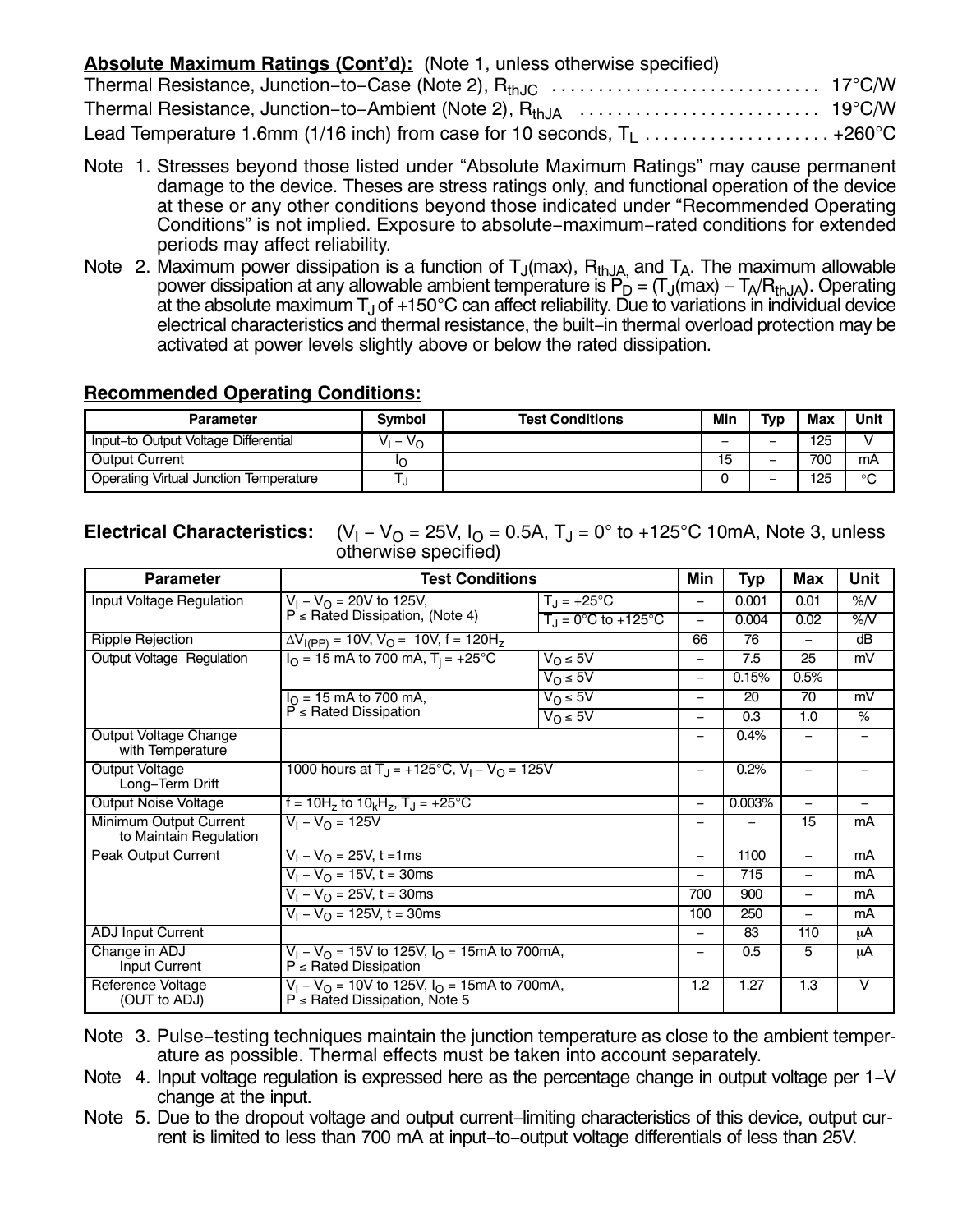**Absolute Maximum Ratings (Cont'd):** (Note 1, unless otherwise specified)

Thermal Resistance, Junction−to−Case (Note 2), $R_{thJC}$ .............................. 17°C/W

Thermal Resistance, Junction−to−Ambient (Note 2), $R_{thJA}$ .......................... 19°C/W

Lead Temperature 1.6mm (1/16 inch) from case for 10 seconds, $T_L$ .................... +260°C

Note 1. Stresses beyond those listed under "Absolute Maximum Ratings" may cause permanent damage to the device. Theses are stress ratings only, and functional operation of the device at these or any other conditions beyond those indicated under "Recommended Operating Conditions" is not implied. Exposure to absolute−maximum−rated conditions for extended periods may affect reliability.

Note 2. Maximum power dissipation is a function of $T_J$(max), $R_{thJA,}$ and $T_A$. The maximum allowable power dissipation at any allowable ambient temperature is $P_D = (T_J(max) - T_A/R_{thJA})$. Operating at the absolute maximum $T_J$ of +150°C can affect reliability. Due to variations in individual device electrical characteristics and thermal resistance, the built−in thermal overload protection may be activated at power levels slightly above or below the rated dissipation.

**Recommended Operating Conditions:**

| Parameter | Symbol | Test Conditions | Min | Typ | Max | Unit |
|---|---|---|---|---|---|---|
| Input−to Output Voltage Differential | $V_I - V_O$ | | − | − | 125 | V |
| Output Current | $I_O$ | | 15 | − | 700 | mA |
| Operating Virtual Junction Temperature | $T_J$ | | 0 | − | 125 | °C |

**Electrical Characteristics:** ($V_I - V_O$ = 25V, $I_O$ = 0.5A, $T_J$ = 0° to +125°C 10mA, Note 3, unless otherwise specified)

| Parameter | Test Conditions | | Min | Typ | Max | Unit |
|---|---|---|---|---|---|---|
| Input Voltage Regulation | $V_I - V_O$ = 20V to 125V, P ≤ Rated Dissipation, (Note 4) | $T_J$ = +25°C | − | 0.001 | 0.01 | %/V |
| | | $T_J$ = 0°C to +125°C | − | 0.004 | 0.02 | %/V |
| Ripple Rejection | $\Delta V_{I(PP)}$ = 10V, $V_O$ = 10V, f = 120$H_z$ | | 66 | 76 | − | dB |
| Output Voltage Regulation | $I_O$ = 15 mA to 700 mA, $T_j$ = +25°C | $V_O \leq 5V$ | − | 7.5 | 25 | mV |
| | | $V_O \leq 5V$ | − | 0.15% | 0.5% | |
| | $I_O$ = 15 mA to 700 mA, P ≤ Rated Dissipation | $V_O \leq 5V$ | − | 20 | 70 | mV |
| | | $V_O \leq 5V$ | − | 0.3 | 1.0 | % |
| Output Voltage Change with Temperature | | | − | 0.4% | − | − |
| Output Voltage Long−Term Drift | 1000 hours at $T_J$ = +125°C, $V_I - V_O$ = 125V | | − | 0.2% | − | − |
| Output Noise Voltage | f = 10$H_z$ to 10$_k H_z$, $T_J$ = +25°C | | − | 0.003% | − | − |
| Minimum Output Current to Maintain Regulation | $V_I - V_O$ = 125V | | − | − | 15 | mA |
| Peak Output Current | $V_I - V_O$ = 25V, t =1ms | | − | 1100 | − | mA |
| | $V_I - V_O$ = 15V, t = 30ms | | − | 715 | − | mA |
| | $V_I - V_O$ = 25V, t = 30ms | | 700 | 900 | − | mA |
| | $V_I - V_O$ = 125V, t = 30ms | | 100 | 250 | − | mA |
| ADJ Input Current | | | − | 83 | 110 | μA |
| Change in ADJ Input Current | $V_I - V_O$ = 15V to 125V, $I_O$ = 15mA to 700mA, P ≤ Rated Dissipation | | − | 0.5 | 5 | μA |
| Reference Voltage (OUT to ADJ) | $V_I - V_O$ = 10V to 125V, $I_O$ = 15mA to 700mA, P ≤ Rated Dissipation, Note 5 | | 1.2 | 1.27 | 1.3 | V |

Note 3. Pulse−testing techniques maintain the junction temperature as close to the ambient temperature as possible. Thermal effects must be taken into account separately.

Note 4. Input voltage regulation is expressed here as the percentage change in output voltage per 1−V change at the input.

Note 5. Due to the dropout voltage and output current−limiting characteristics of this device, output current is limited to less than 700 mA at input−to−output voltage differentials of less than 25V.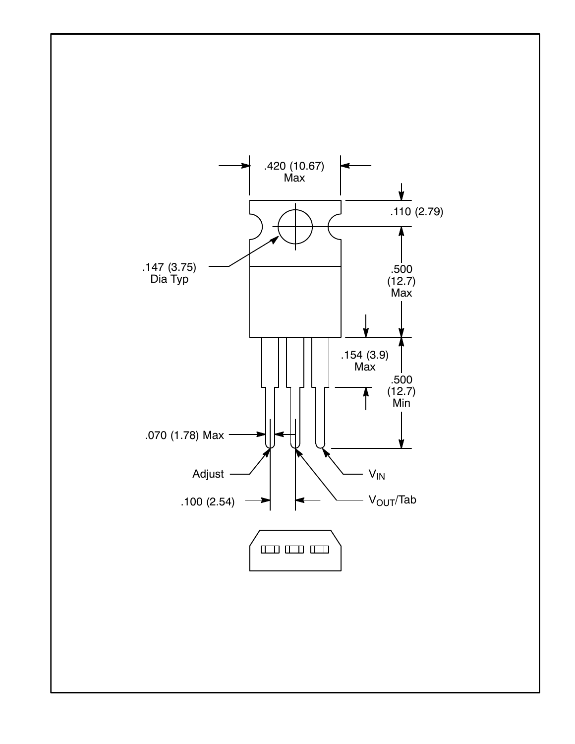.420 (10.67)
Max

.110 (2.79)

.147 (3.75)
Dia Typ

.500
(12.7)
Max

.154 (3.9)
Max

.500
(12.7)
Min

.070 (1.78) Max

Adjust

$V_{IN}$

.100 (2.54)

$V_{OUT}$/Tab